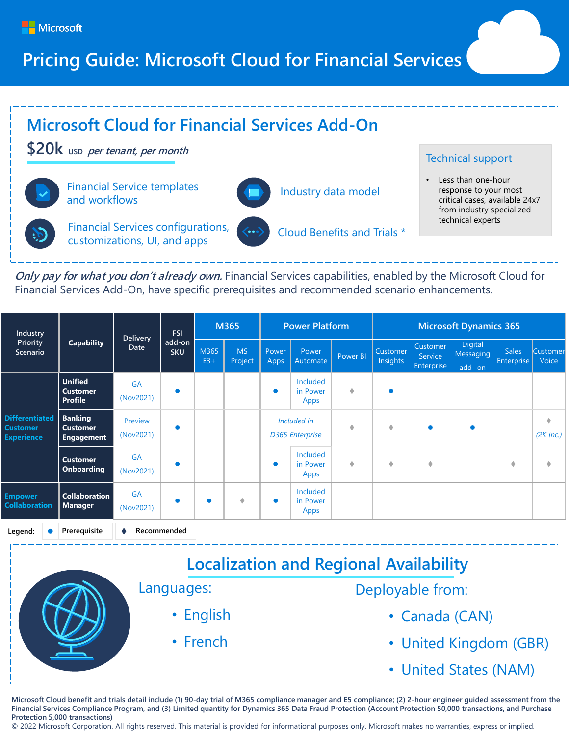Microsoft

# Pricing Guide: Microsoft Cloud for Financial Services

## Microsoft Cloud for Financial Services Add-On

**$20k** USD *per tenant, per month*

- Financial Service templates and workflows
- Industry data model
- Financial Services configurations, customizations, UI, and apps
- Cloud Benefits and Trials *

### Technical support

- Less than one-hour response to your most critical cases, available 24x7 from industry specialized technical experts

***Only pay for what you don't already own.*** Financial Services capabilities, enabled by the Microsoft Cloud for Financial Services Add-On, have specific prerequisites and recommended scenario enhancements.

| Industry Priority Scenario | Capability | Delivery Date | FSI add-on SKU | M365 | | Power Platform | | | Microsoft Dynamics 365 | | | | |
|---|---|---|---|---|---|---|---|---|---|---|---|---|---|
| | | | | M365 E3+ | MS Project | Power Apps | Power Automate | Power BI | Customer Insights | Customer Service Enterprise | Digital Messaging add -on | Sales Enterprise | Customer Voice |
| Differentiated Customer Experience | **Unified Customer Profile** | GA (Nov2021) | ● | | | ● | Included in Power Apps | ♦ | ● | | | | |
| | **Banking Customer Engagement** | Preview (Nov2021) | ● | | | *Included in D365 Enterprise* | | ♦ | ♦ | ● | ● | | ♦ (2K inc.) |
| | **Customer Onboarding** | GA (Nov2021) | ● | | | ● | Included in Power Apps | ♦ | ♦ | ♦ | | ♦ | ♦ |
| Empower Collaboration | **Collaboration Manager** | GA (Nov2021) | ● | ● | ♦ | ● | Included in Power Apps | | | | | | |

Legend: ● Prerequisite ♦ Recommended

## Localization and Regional Availability

Languages:

- English
- French

Deployable from:

- Canada (CAN)
- United Kingdom (GBR)
- United States (NAM)

**Microsoft Cloud benefit and trials detail include (1) 90-day trial of M365 compliance manager and E5 compliance; (2) 2-hour engineer guided assessment from the Financial Services Compliance Program, and (3) Limited quantity for Dynamics 365 Data Fraud Protection (Account Protection 50,000 transactions, and Purchase Protection 5,000 transactions)**

© 2022 Microsoft Corporation. All rights reserved. This material is provided for informational purposes only. Microsoft makes no warranties, express or implied.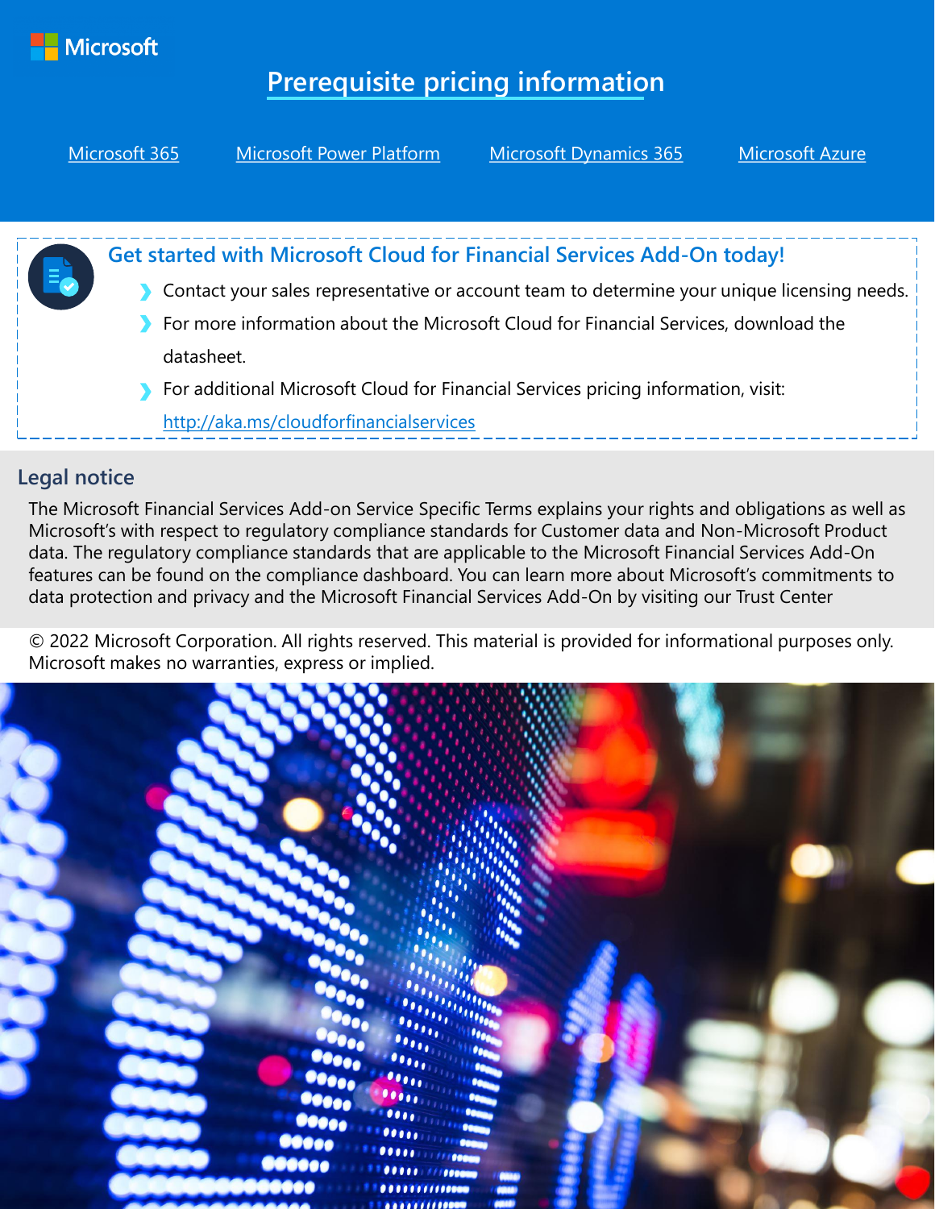# Prerequisite pricing information

[Microsoft 365](#) [Microsoft Power Platform](#) [Microsoft Dynamics 365](#) [Microsoft Azure](#)

## Get started with Microsoft Cloud for Financial Services Add-On today!

- Contact your sales representative or account team to determine your unique licensing needs.
- For more information about the Microsoft Cloud for Financial Services, download the datasheet.
- For additional Microsoft Cloud for Financial Services pricing information, visit: http://aka.ms/cloudforfinancialservices

## Legal notice

The Microsoft Financial Services Add-on Service Specific Terms explains your rights and obligations as well as Microsoft's with respect to regulatory compliance standards for Customer data and Non-Microsoft Product data. The regulatory compliance standards that are applicable to the Microsoft Financial Services Add-On features can be found on the compliance dashboard. You can learn more about Microsoft's commitments to data protection and privacy and the Microsoft Financial Services Add-On by visiting our Trust Center

© 2022 Microsoft Corporation. All rights reserved. This material is provided for informational purposes only. Microsoft makes no warranties, express or implied.